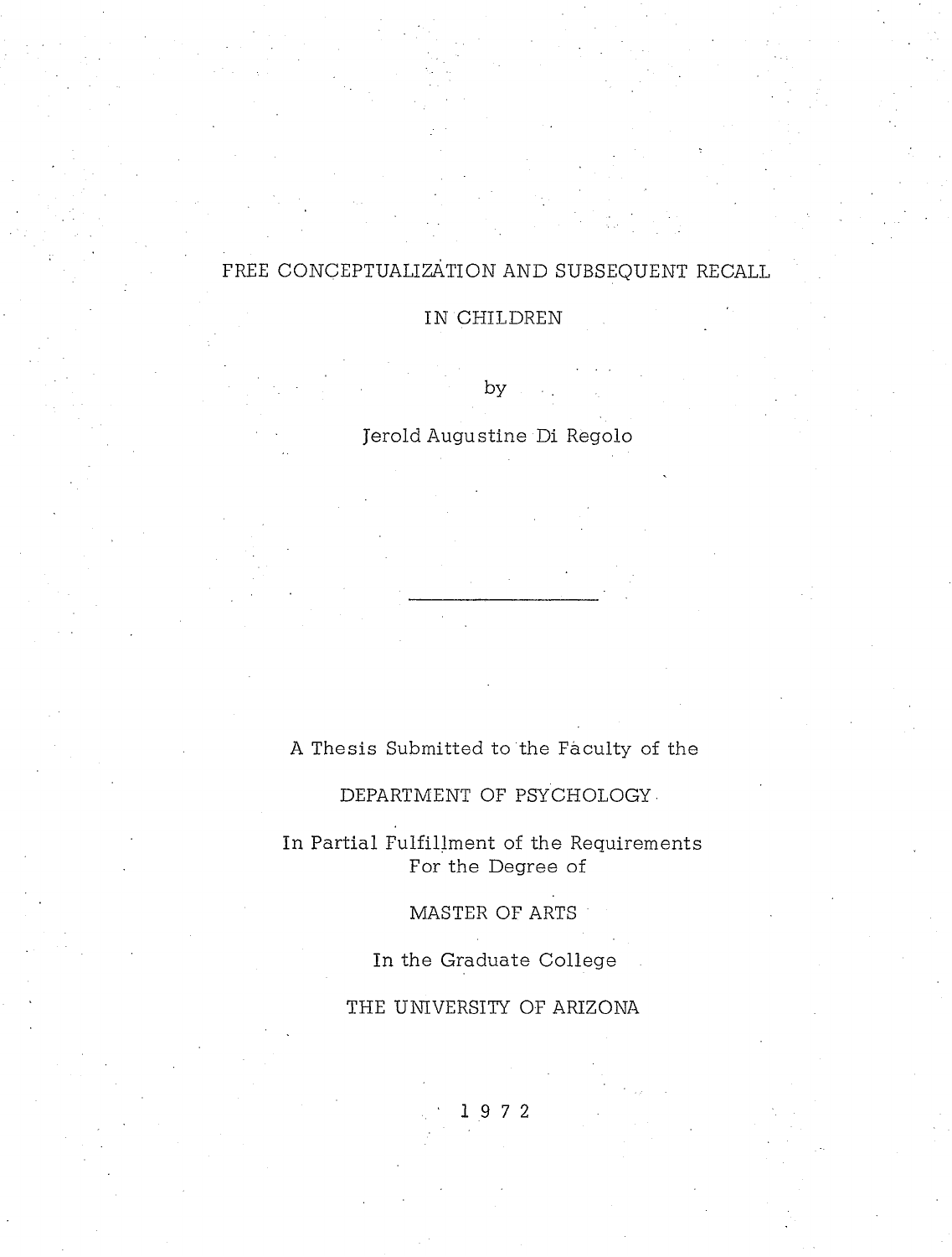# FREE CONCEPTUALIZATION AND SUBSEQUENT RECALL IN CHILDREN

by

Jerold Augustine Di Regolo

---

A Thesis Submitted to the Faculty of the

DEPARTMENT OF PSYCHOLOGY

In Partial Fulfillment of the Requirements
For the Degree of

MASTER OF ARTS

In the Graduate College

THE UNIVERSITY OF ARIZONA

1 9 7 2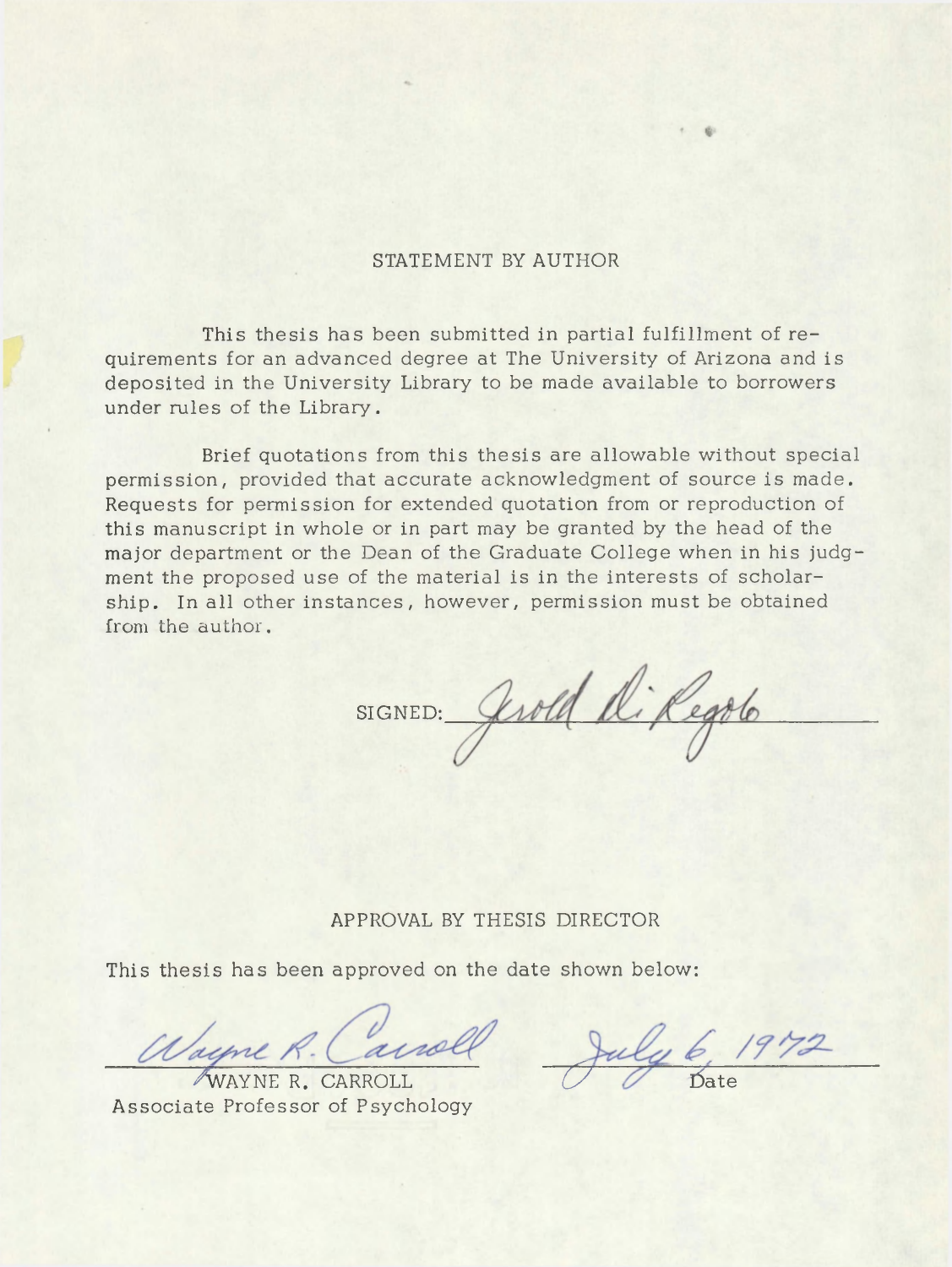## STATEMENT BY AUTHOR

This thesis has been submitted in partial fulfillment of requirements for an advanced degree at The University of Arizona and is deposited in the University Library to be made available to borrowers under rules of the Library.

Brief quotations from this thesis are allowable without special permission, provided that accurate acknowledgment of source is made. Requests for permission for extended quotation from or reproduction of this manuscript in whole or in part may be granted by the head of the major department or the Dean of the Graduate College when in his judgment the proposed use of the material is in the interests of scholarship. In all other instances, however, permission must be obtained from the author.

SIGNED: Jerold Di Regolo

## APPROVAL BY THESIS DIRECTOR

This thesis has been approved on the date shown below:

Wayne R. Carroll
WAYNE R. CARROLL
Associate Professor of Psychology

July 6, 1972
Date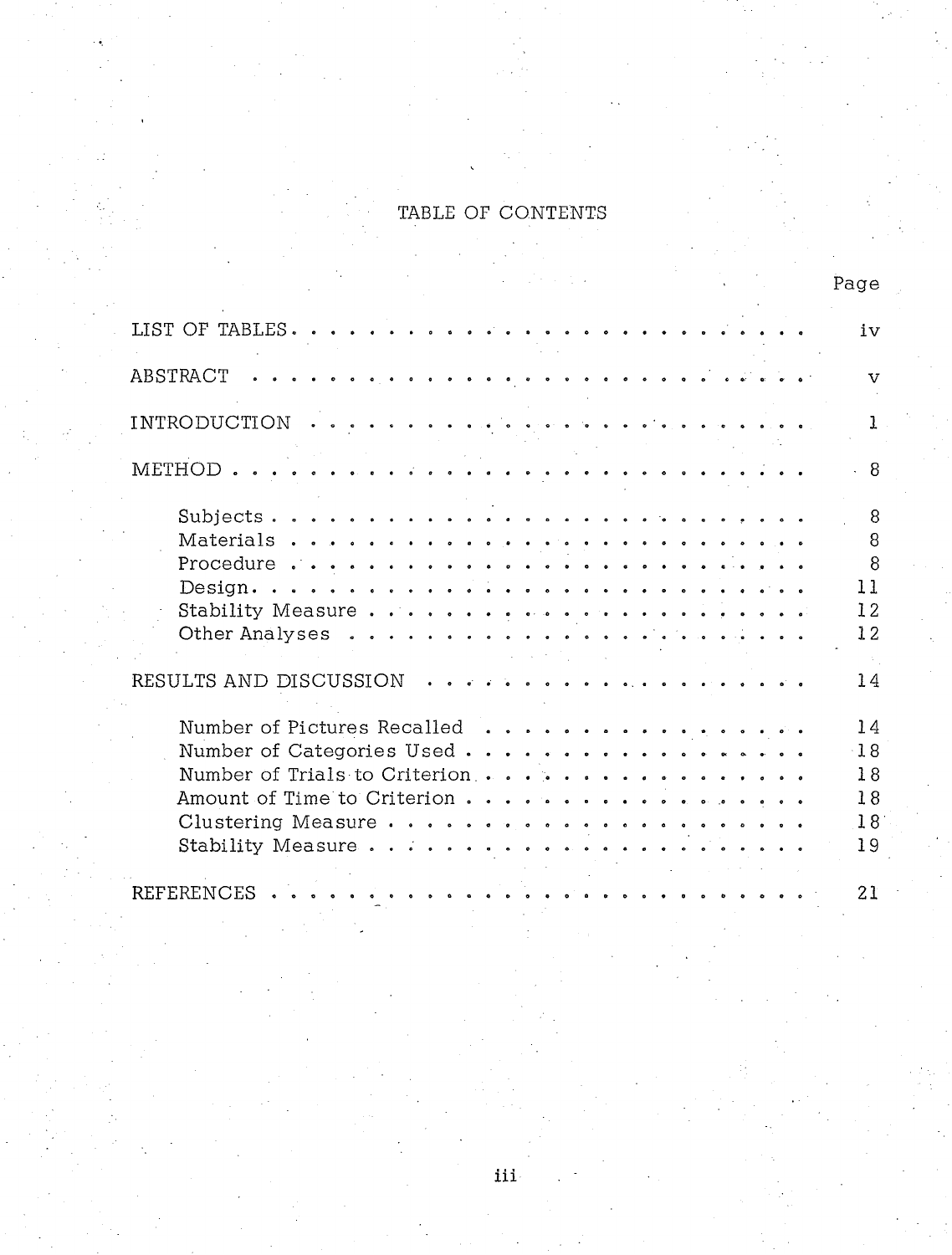# TABLE OF CONTENTS

| | Page |
|---|---|
| LIST OF TABLES | iv |
| ABSTRACT | v |
| INTRODUCTION | 1 |
| METHOD | 8 |
| Subjects | 8 |
| Materials | 8 |
| Procedure | 8 |
| Design | 11 |
| Stability Measure | 12 |
| Other Analyses | 12 |
| RESULTS AND DISCUSSION | 14 |
| Number of Pictures Recalled | 14 |
| Number of Categories Used | 18 |
| Number of Trials to Criterion | 18 |
| Amount of Time to Criterion | 18 |
| Clustering Measure | 18 |
| Stability Measure | 19 |
| REFERENCES | 21 |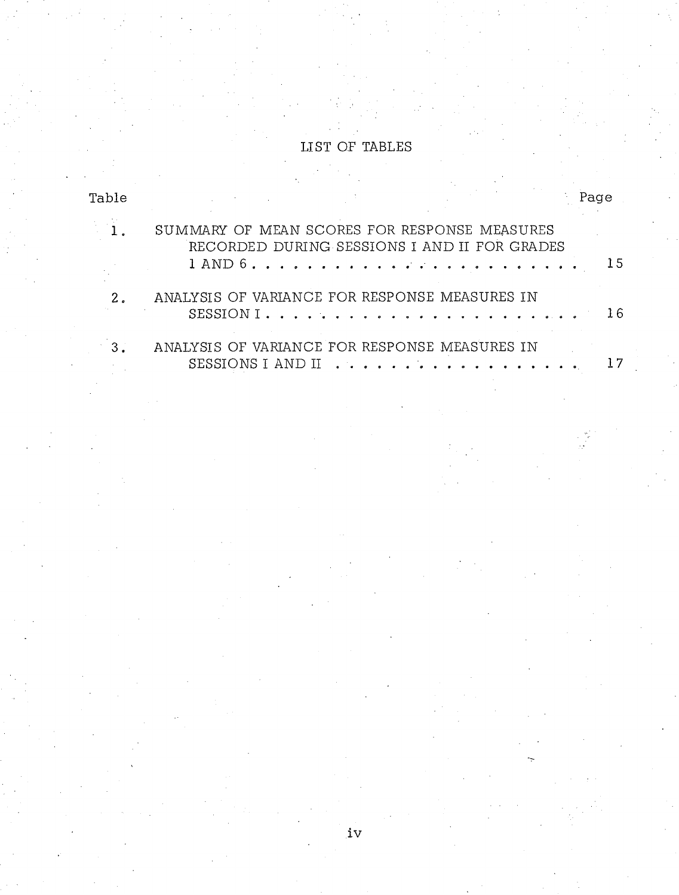# LIST OF TABLES

| Table | | Page |
|---|---|---|
| 1. | SUMMARY OF MEAN SCORES FOR RESPONSE MEASURES RECORDED DURING SESSIONS I AND II FOR GRADES 1 AND 6 | 15 |
| 2. | ANALYSIS OF VARIANCE FOR RESPONSE MEASURES IN SESSION I | 16 |
| 3. | ANALYSIS OF VARIANCE FOR RESPONSE MEASURES IN SESSIONS I AND II | 17 |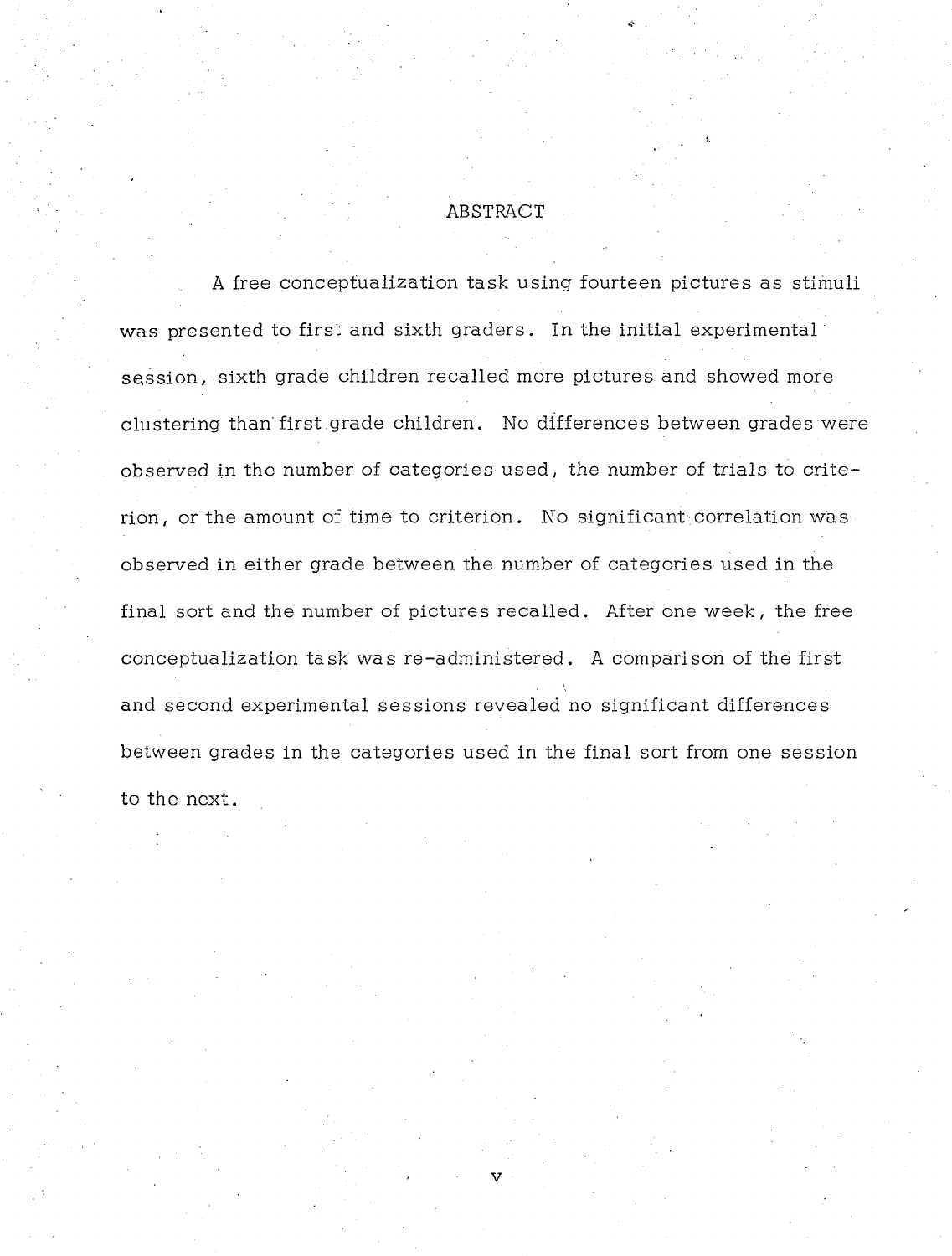## ABSTRACT

A free conceptualization task using fourteen pictures as stimuli was presented to first and sixth graders. In the initial experimental session, sixth grade children recalled more pictures and showed more clustering than first grade children. No differences between grades were observed in the number of categories used, the number of trials to criterion, or the amount of time to criterion. No significant correlation was observed in either grade between the number of categories used in the final sort and the number of pictures recalled. After one week, the free conceptualization task was re-administered. A comparison of the first and second experimental sessions revealed no significant differences between grades in the categories used in the final sort from one session to the next.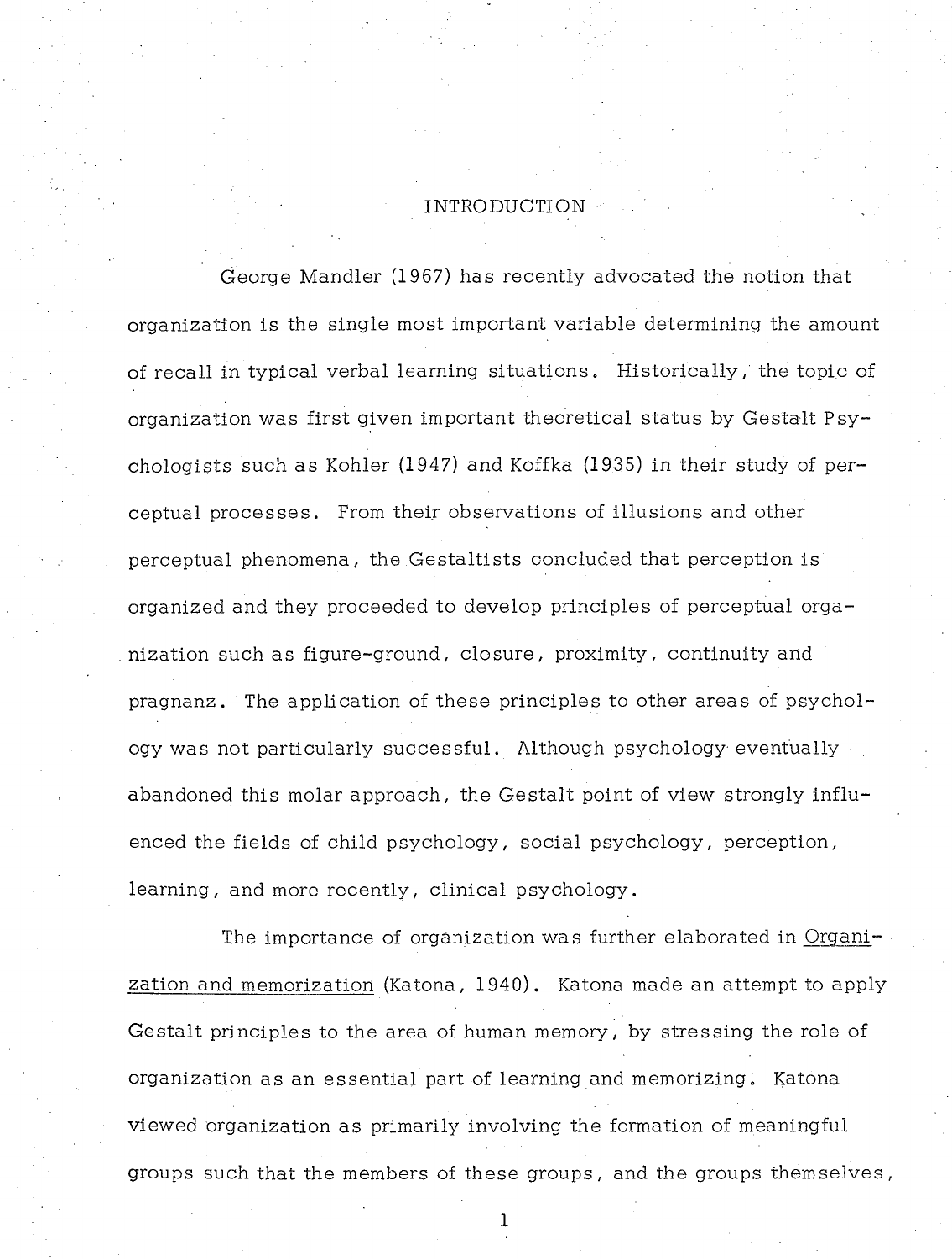# INTRODUCTION

George Mandler (1967) has recently advocated the notion that organization is the single most important variable determining the amount of recall in typical verbal learning situations. Historically, the topic of organization was first given important theoretical status by Gestalt Psychologists such as Kohler (1947) and Koffka (1935) in their study of perceptual processes. From their observations of illusions and other perceptual phenomena, the Gestaltists concluded that perception is organized and they proceeded to develop principles of perceptual organization such as figure-ground, closure, proximity, continuity and pragnanz. The application of these principles to other areas of psychology was not particularly successful. Although psychology eventually abandoned this molar approach, the Gestalt point of view strongly influenced the fields of child psychology, social psychology, perception, learning, and more recently, clinical psychology.

The importance of organization was further elaborated in Organization and memorization (Katona, 1940). Katona made an attempt to apply Gestalt principles to the area of human memory, by stressing the role of organization as an essential part of learning and memorizing. Katona viewed organization as primarily involving the formation of meaningful groups such that the members of these groups, and the groups themselves,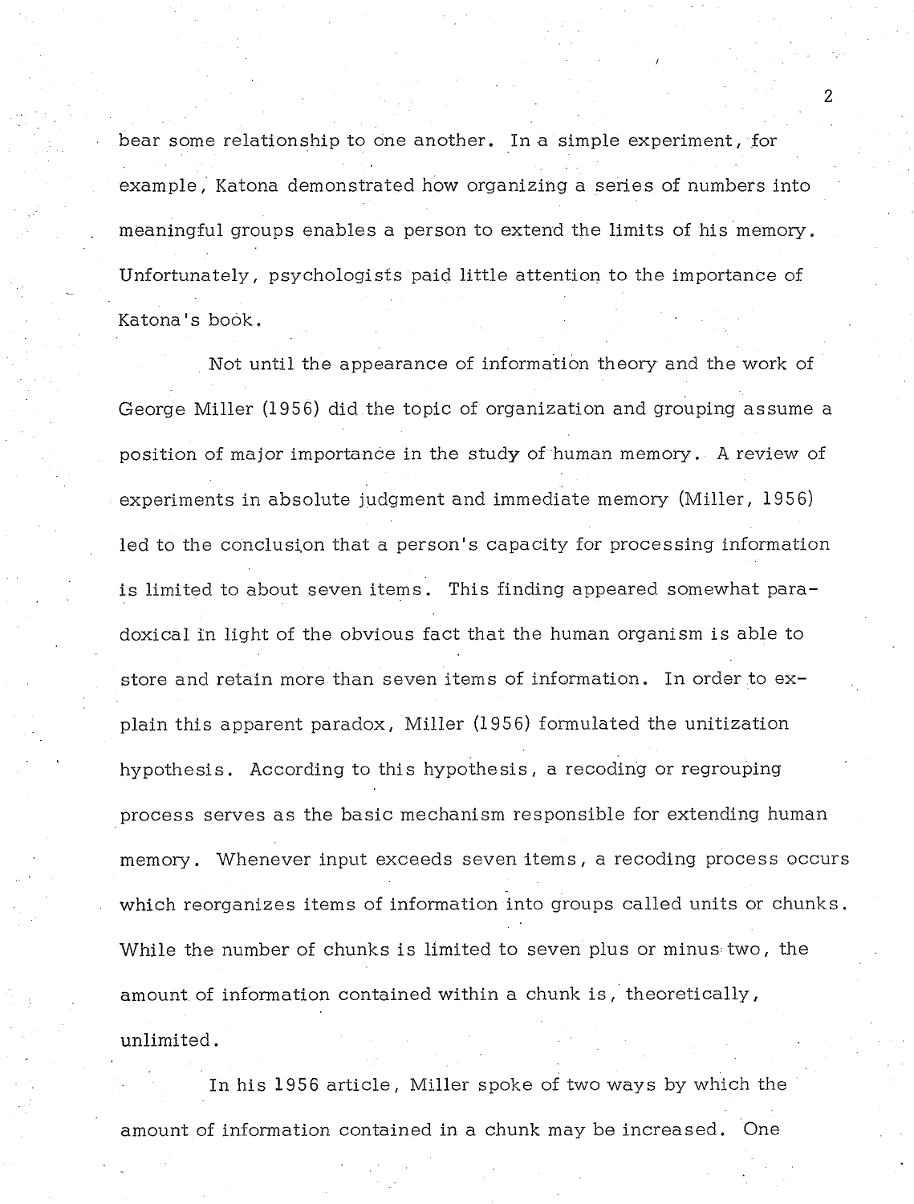bear some relationship to one another. In a simple experiment, for example, Katona demonstrated how organizing a series of numbers into meaningful groups enables a person to extend the limits of his memory. Unfortunately, psychologists paid little attention to the importance of Katona's book.

Not until the appearance of information theory and the work of George Miller (1956) did the topic of organization and grouping assume a position of major importance in the study of human memory. A review of experiments in absolute judgment and immediate memory (Miller, 1956) led to the conclusion that a person's capacity for processing information is limited to about seven items. This finding appeared somewhat paradoxical in light of the obvious fact that the human organism is able to store and retain more than seven items of information. In order to explain this apparent paradox, Miller (1956) formulated the unitization hypothesis. According to this hypothesis, a recoding or regrouping process serves as the basic mechanism responsible for extending human memory. Whenever input exceeds seven items, a recoding process occurs which reorganizes items of information into groups called units or chunks. While the number of chunks is limited to seven plus or minus two, the amount of information contained within a chunk is, theoretically, unlimited.

In his 1956 article, Miller spoke of two ways by which the amount of information contained in a chunk may be increased. One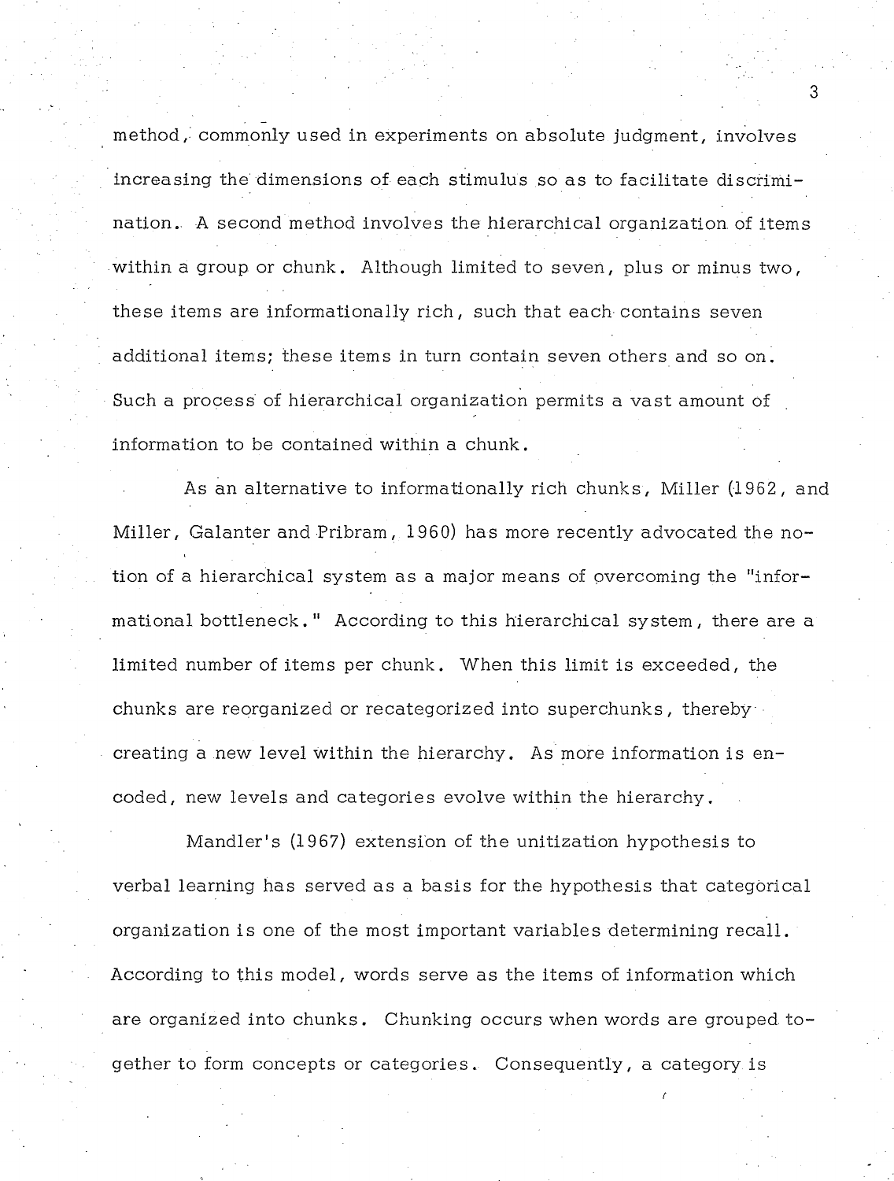method, commonly used in experiments on absolute judgment, involves increasing the dimensions of each stimulus so as to facilitate discrimination. A second method involves the hierarchical organization of items within a group or chunk. Although limited to seven, plus or minus two, these items are informationally rich, such that each contains seven additional items; these items in turn contain seven others and so on. Such a process of hierarchical organization permits a vast amount of information to be contained within a chunk.

As an alternative to informationally rich chunks, Miller (1962, and Miller, Galanter and Pribram, 1960) has more recently advocated the notion of a hierarchical system as a major means of overcoming the "informational bottleneck." According to this hierarchical system, there are a limited number of items per chunk. When this limit is exceeded, the chunks are reorganized or recategorized into superchunks, thereby creating a new level within the hierarchy. As more information is encoded, new levels and categories evolve within the hierarchy.

Mandler's (1967) extension of the unitization hypothesis to verbal learning has served as a basis for the hypothesis that categorical organization is one of the most important variables determining recall. According to this model, words serve as the items of information which are organized into chunks. Chunking occurs when words are grouped together to form concepts or categories. Consequently, a category is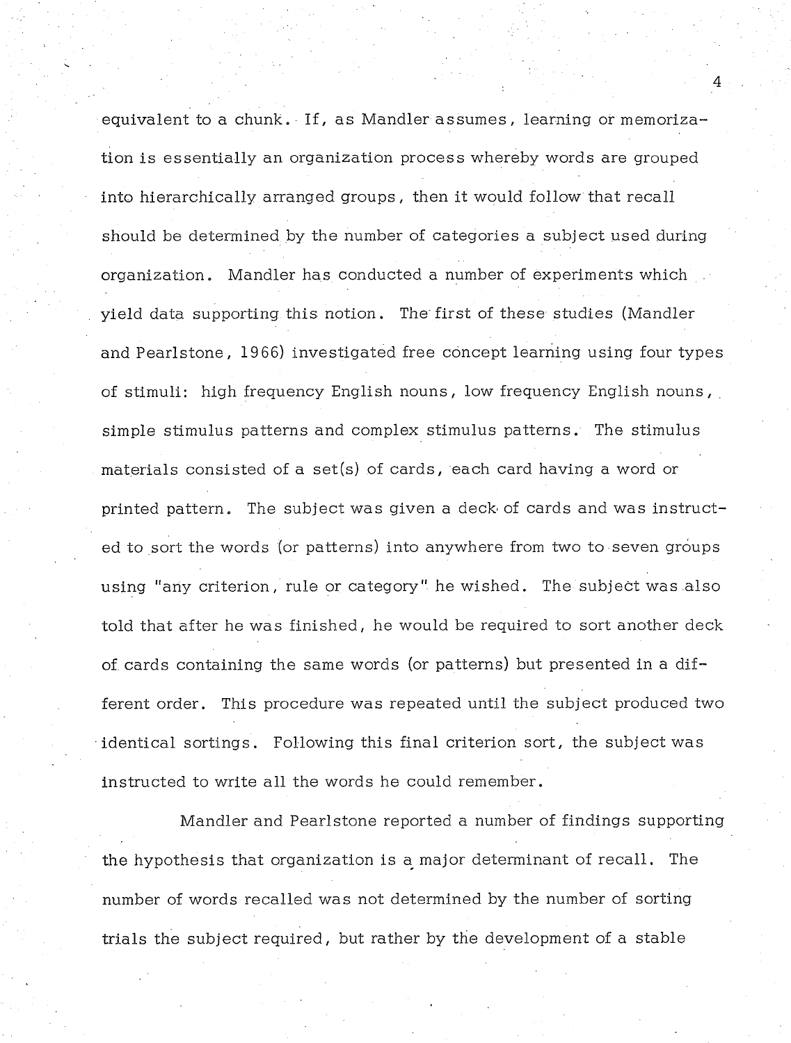equivalent to a chunk. If, as Mandler assumes, learning or memorization is essentially an organization process whereby words are grouped into hierarchically arranged groups, then it would follow that recall should be determined by the number of categories a subject used during organization. Mandler has conducted a number of experiments which yield data supporting this notion. The first of these studies (Mandler and Pearlstone, 1966) investigated free concept learning using four types of stimuli: high frequency English nouns, low frequency English nouns, simple stimulus patterns and complex stimulus patterns. The stimulus materials consisted of a set(s) of cards, each card having a word or printed pattern. The subject was given a deck of cards and was instructed to sort the words (or patterns) into anywhere from two to seven groups using "any criterion, rule or category" he wished. The subject was also told that after he was finished, he would be required to sort another deck of cards containing the same words (or patterns) but presented in a different order. This procedure was repeated until the subject produced two identical sortings. Following this final criterion sort, the subject was instructed to write all the words he could remember.

Mandler and Pearlstone reported a number of findings supporting the hypothesis that organization is a major determinant of recall. The number of words recalled was not determined by the number of sorting trials the subject required, but rather by the development of a stable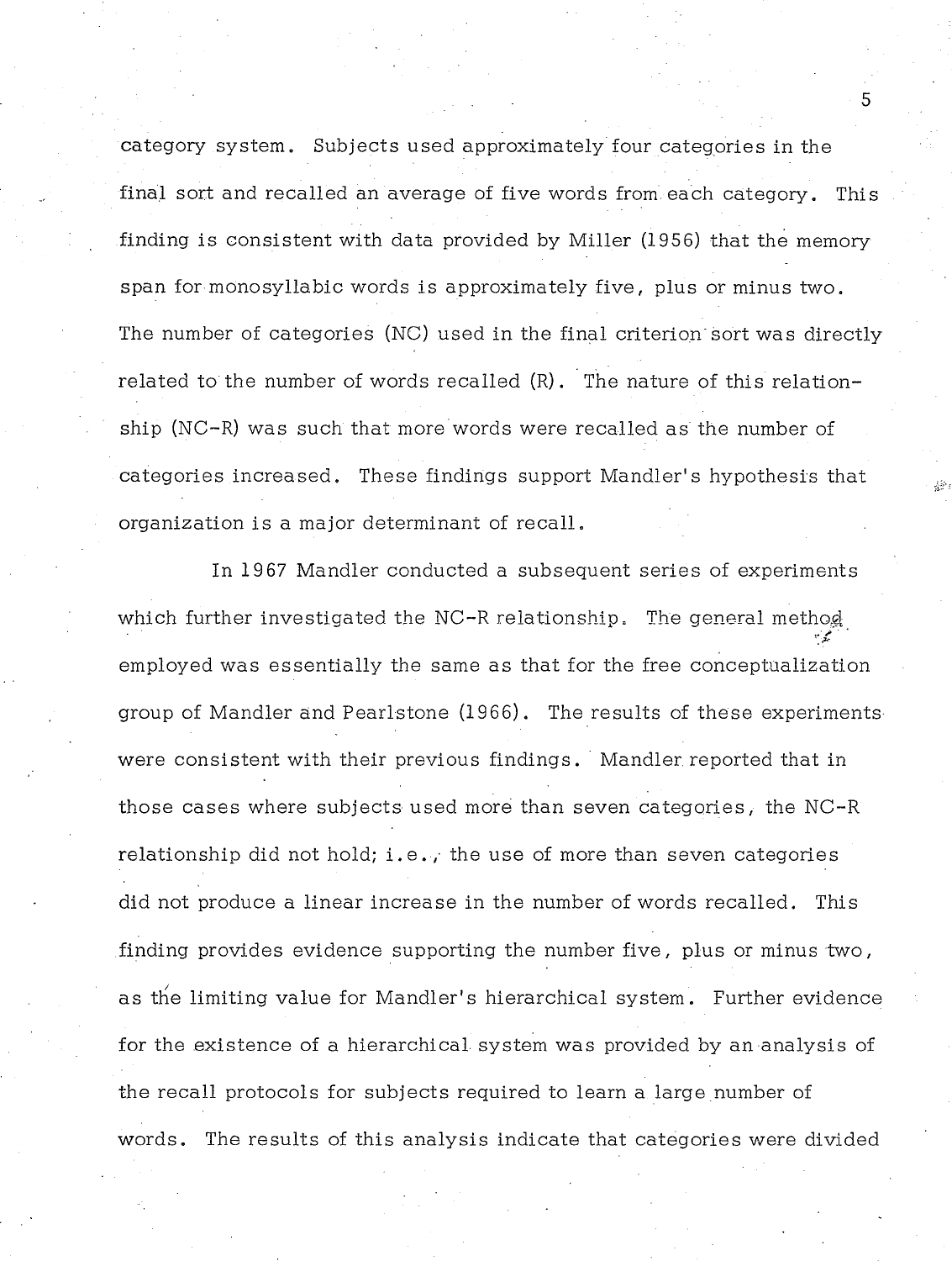category system. Subjects used approximately four categories in the final sort and recalled an average of five words from each category. This finding is consistent with data provided by Miller (1956) that the memory span for monosyllabic words is approximately five, plus or minus two. The number of categories (NC) used in the final criterion sort was directly related to the number of words recalled (R). The nature of this relationship (NC-R) was such that more words were recalled as the number of categories increased. These findings support Mandler's hypothesis that organization is a major determinant of recall.

In 1967 Mandler conducted a subsequent series of experiments which further investigated the NC-R relationship. The general method employed was essentially the same as that for the free conceptualization group of Mandler and Pearlstone (1966). The results of these experiments were consistent with their previous findings. Mandler reported that in those cases where subjects used more than seven categories, the NC-R relationship did not hold; i.e., the use of more than seven categories did not produce a linear increase in the number of words recalled. This finding provides evidence supporting the number five, plus or minus two, as the limiting value for Mandler's hierarchical system. Further evidence for the existence of a hierarchical system was provided by an analysis of the recall protocols for subjects required to learn a large number of words. The results of this analysis indicate that categories were divided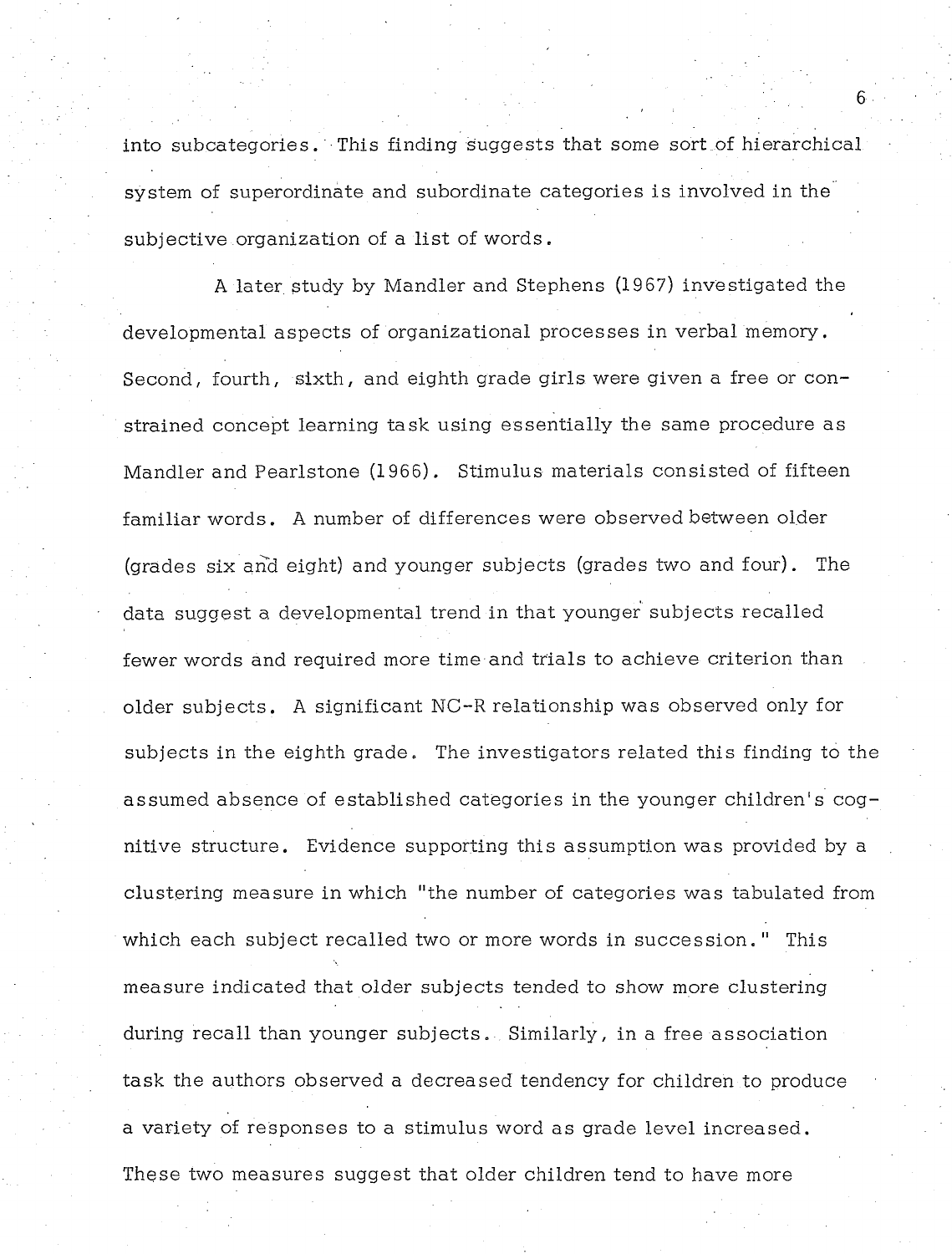into subcategories. This finding suggests that some sort of hierarchical system of superordinate and subordinate categories is involved in the subjective organization of a list of words.

A later study by Mandler and Stephens (1967) investigated the developmental aspects of organizational processes in verbal memory. Second, fourth, sixth, and eighth grade girls were given a free or constrained concept learning task using essentially the same procedure as Mandler and Pearlstone (1966). Stimulus materials consisted of fifteen familiar words. A number of differences were observed between older (grades six and eight) and younger subjects (grades two and four). The data suggest a developmental trend in that younger subjects recalled fewer words and required more time and trials to achieve criterion than older subjects. A significant NC-R relationship was observed only for subjects in the eighth grade. The investigators related this finding to the assumed absence of established categories in the younger children's cognitive structure. Evidence supporting this assumption was provided by a clustering measure in which "the number of categories was tabulated from which each subject recalled two or more words in succession." This measure indicated that older subjects tended to show more clustering during recall than younger subjects. Similarly, in a free association task the authors observed a decreased tendency for children to produce a variety of responses to a stimulus word as grade level increased. These two measures suggest that older children tend to have more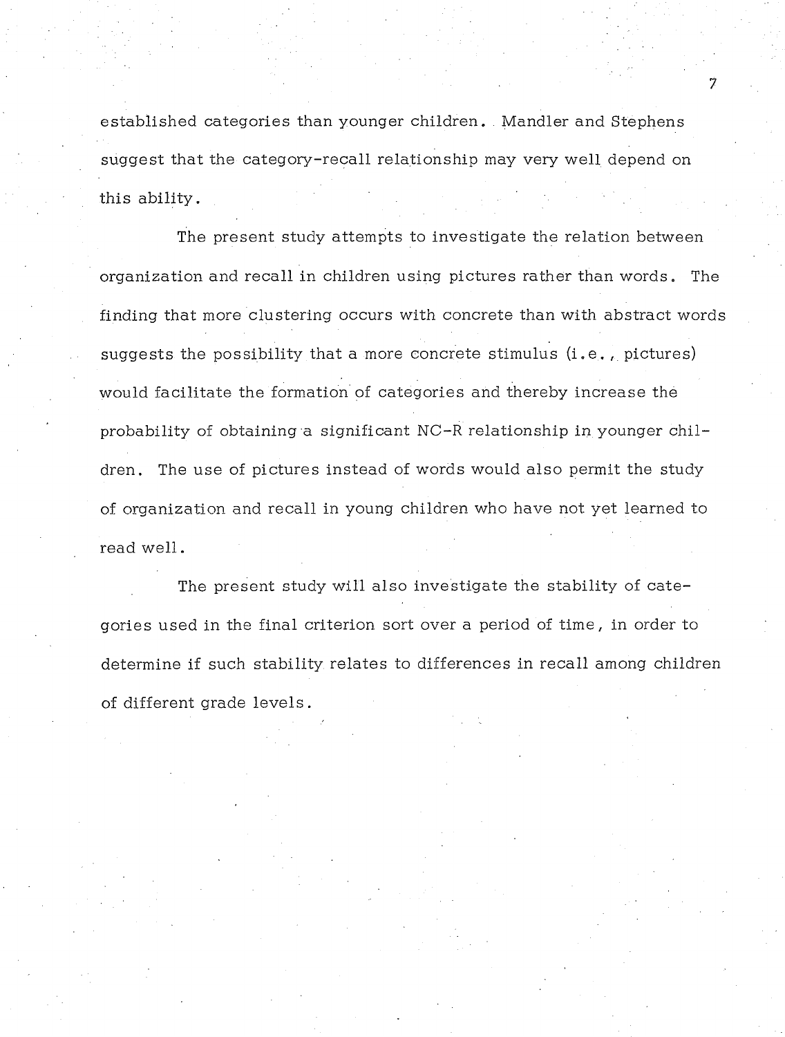established categories than younger children. Mandler and Stephens suggest that the category-recall relationship may very well depend on this ability.

The present study attempts to investigate the relation between organization and recall in children using pictures rather than words. The finding that more clustering occurs with concrete than with abstract words suggests the possibility that a more concrete stimulus (i.e., pictures) would facilitate the formation of categories and thereby increase the probability of obtaining a significant NC-R relationship in younger children. The use of pictures instead of words would also permit the study of organization and recall in young children who have not yet learned to read well.

The present study will also investigate the stability of categories used in the final criterion sort over a period of time, in order to determine if such stability relates to differences in recall among children of different grade levels.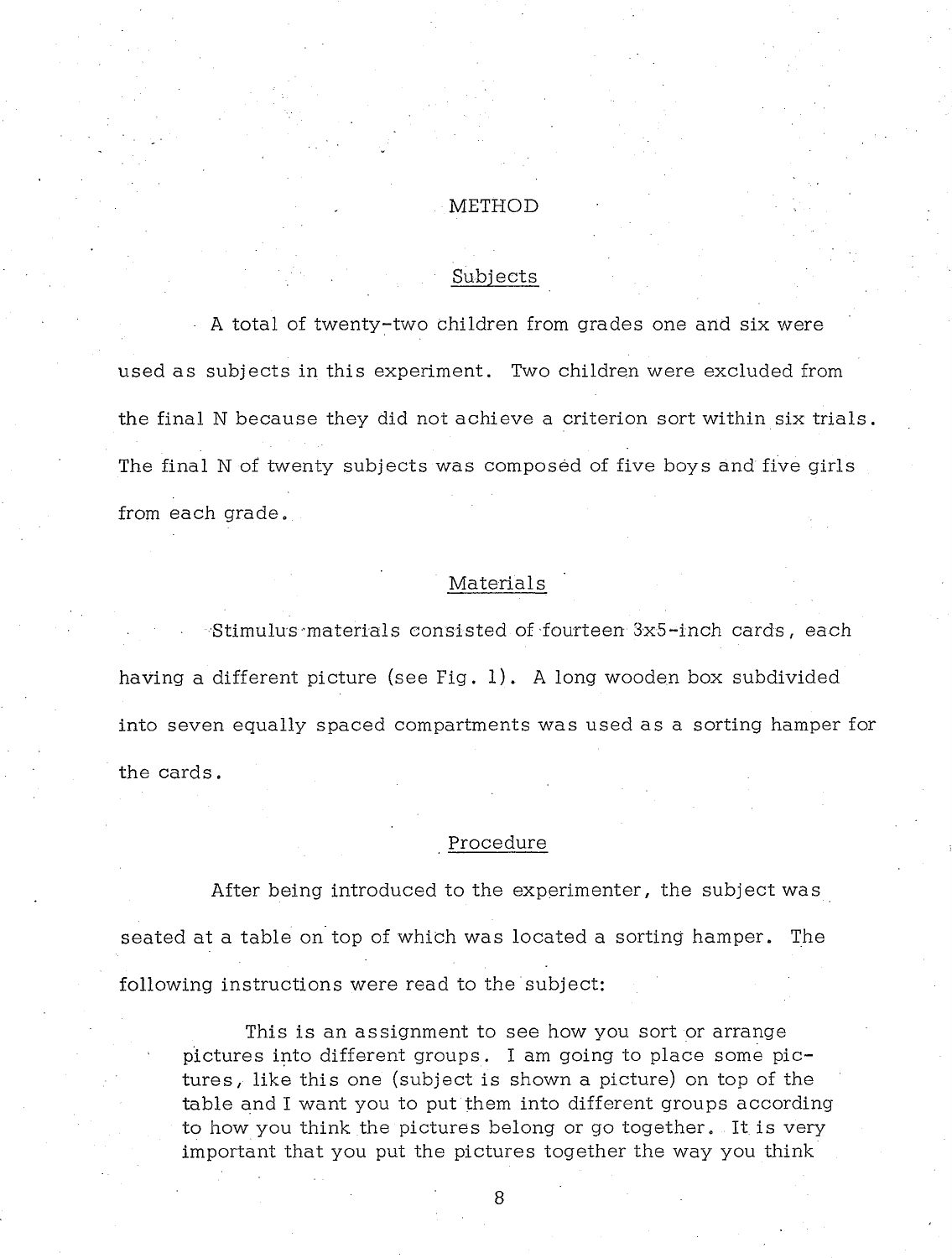# METHOD

## Subjects

A total of twenty-two children from grades one and six were used as subjects in this experiment. Two children were excluded from the final N because they did not achieve a criterion sort within six trials. The final N of twenty subjects was composed of five boys and five girls from each grade.

## Materials

Stimulus materials consisted of fourteen 3x5-inch cards, each having a different picture (see Fig. 1). A long wooden box subdivided into seven equally spaced compartments was used as a sorting hamper for the cards.

## Procedure

After being introduced to the experimenter, the subject was seated at a table on top of which was located a sorting hamper. The following instructions were read to the subject:

> This is an assignment to see how you sort or arrange pictures into different groups. I am going to place some pictures, like this one (subject is shown a picture) on top of the table and I want you to put them into different groups according to how you think the pictures belong or go together. It is very important that you put the pictures together the way you think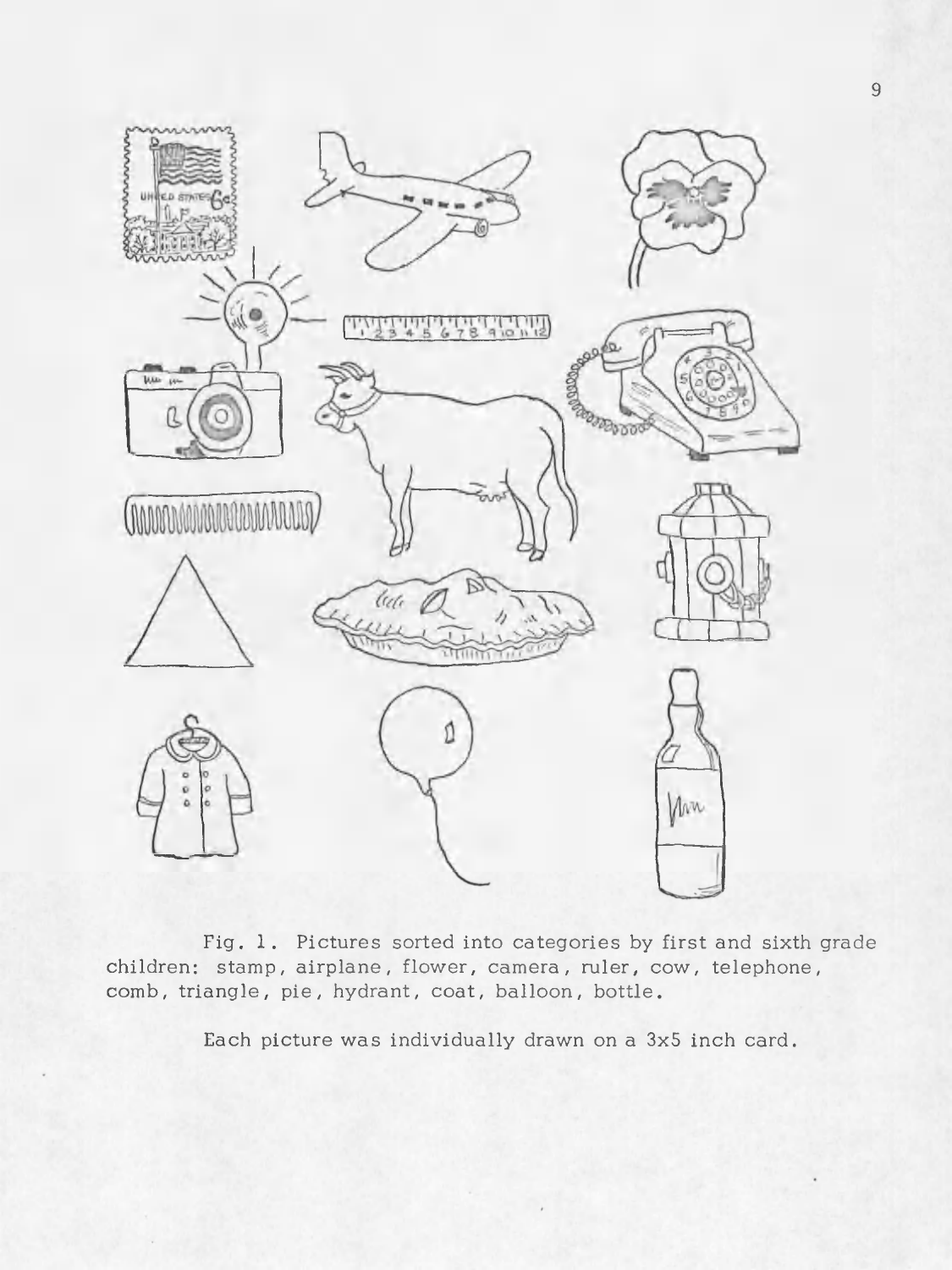Fig. 1. Pictures sorted into categories by first and sixth grade children: stamp, airplane, flower, camera, ruler, cow, telephone, comb, triangle, pie, hydrant, coat, balloon, bottle.

Each picture was individually drawn on a 3x5 inch card.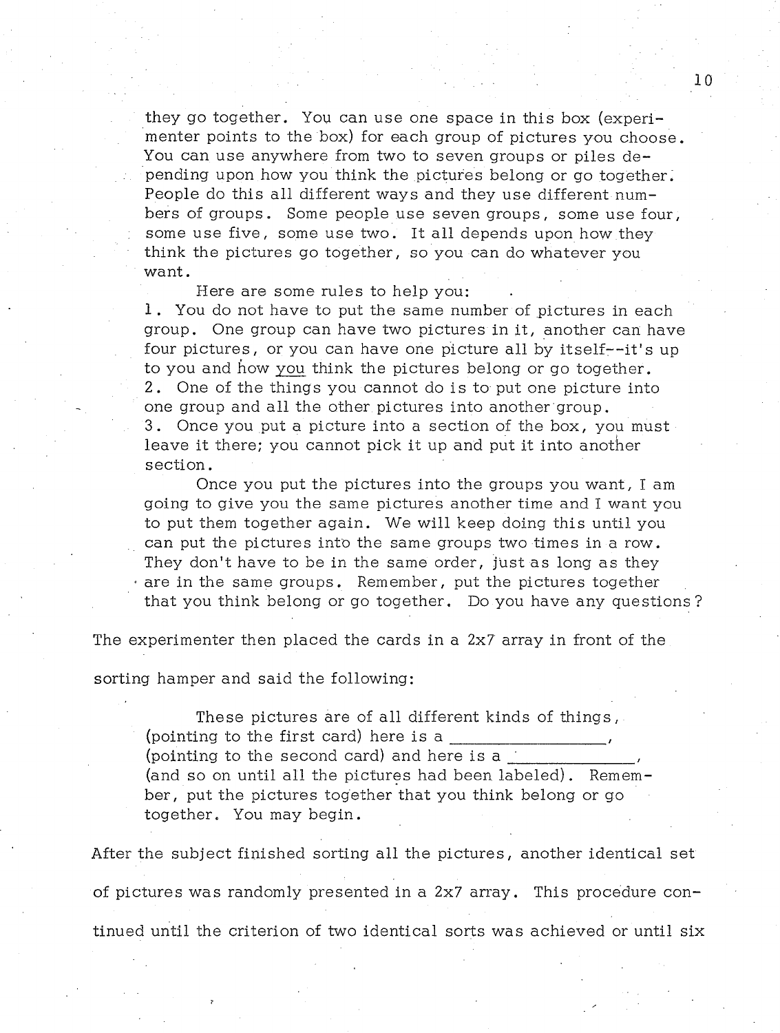they go together. You can use one space in this box (experimenter points to the box) for each group of pictures you choose. You can use anywhere from two to seven groups or piles depending upon how you think the pictures belong or go together. People do this all different ways and they use different numbers of groups. Some people use seven groups, some use four, some use five, some use two. It all depends upon how they think the pictures go together, so you can do whatever you want.

> Here are some rules to help you:
>
> 1. You do not have to put the same number of pictures in each group. One group can have two pictures in it, another can have four pictures, or you can have one picture all by itself--it's up to you and how *you* think the pictures belong or go together.
> 2. One of the things you cannot do is to put one picture into one group and all the other pictures into another group.
> 3. Once you put a picture into a section of the box, you must leave it there; you cannot pick it up and put it into another section.
>
> Once you put the pictures into the groups you want, I am going to give you the same pictures another time and I want you to put them together again. We will keep doing this until you can put the pictures into the same groups two times in a row. They don't have to be in the same order, just as long as they are in the same groups. Remember, put the pictures together that you think belong or go together. Do you have any questions?

The experimenter then placed the cards in a 2x7 array in front of the sorting hamper and said the following:

> These pictures are of all different kinds of things, (pointing to the first card) here is a \_\_\_\_\_\_\_\_\_\_\_\_\_\_\_\_, (pointing to the second card) and here is a \_\_\_\_\_\_\_\_\_\_\_\_\_, (and so on until all the pictures had been labeled). Remember, put the pictures together that you think belong or go together. You may begin.

After the subject finished sorting all the pictures, another identical set of pictures was randomly presented in a 2x7 array. This procedure continued until the criterion of two identical sorts was achieved or until six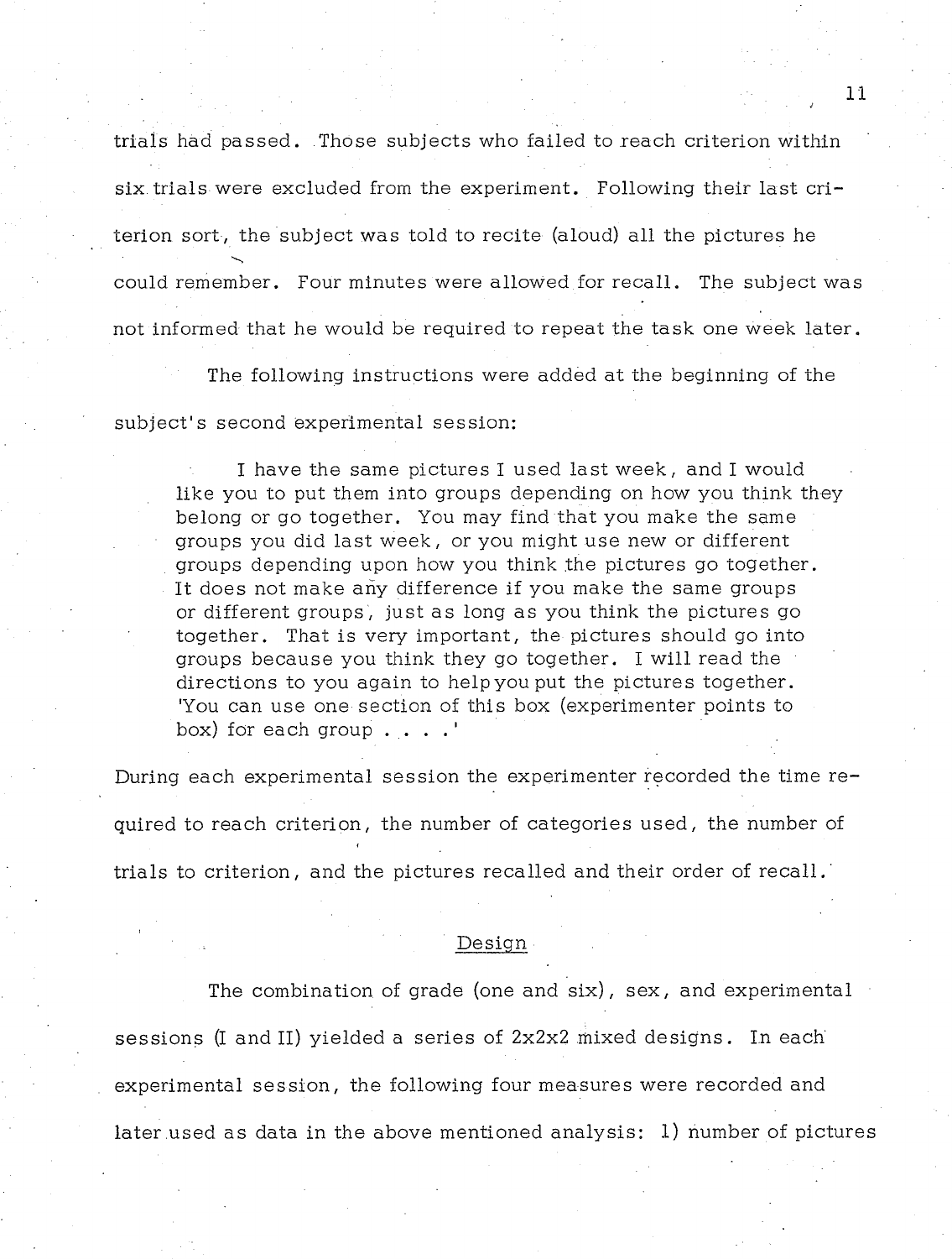trials had passed. Those subjects who failed to reach criterion within six trials were excluded from the experiment. Following their last criterion sort, the subject was told to recite (aloud) all the pictures he could remember. Four minutes were allowed for recall. The subject was not informed that he would be required to repeat the task one week later.

The following instructions were added at the beginning of the subject's second experimental session:

> I have the same pictures I used last week, and I would like you to put them into groups depending on how you think they belong or go together. You may find that you make the same groups you did last week, or you might use new or different groups depending upon how you think the pictures go together. It does not make any difference if you make the same groups or different groups, just as long as you think the pictures go together. That is very important, the pictures should go into groups because you think they go together. I will read the directions to you again to help you put the pictures together. 'You can use one section of this box (experimenter points to box) for each group . . . .'

During each experimental session the experimenter recorded the time required to reach criterion, the number of categories used, the number of trials to criterion, and the pictures recalled and their order of recall.

## Design

The combination of grade (one and six), sex, and experimental sessions (I and II) yielded a series of 2x2x2 mixed designs. In each experimental session, the following four measures were recorded and later used as data in the above mentioned analysis: 1) number of pictures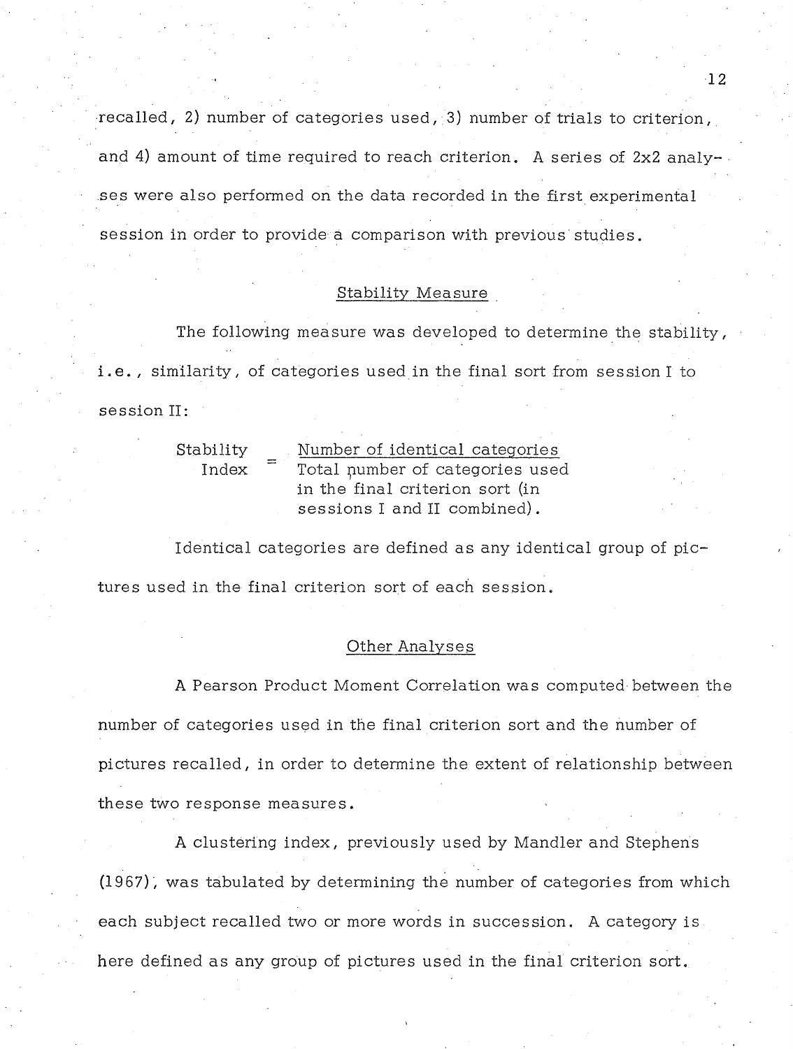recalled, 2) number of categories used, 3) number of trials to criterion, and 4) amount of time required to reach criterion. A series of 2x2 analyses were also performed on the data recorded in the first experimental session in order to provide a comparison with previous studies.

## Stability Measure

The following measure was developed to determine the stability, i.e., similarity, of categories used in the final sort from session I to session II:

$$\text{Stability Index} = \frac{\text{Number of identical categories}}{\text{Total number of categories used in the final criterion sort (in sessions I and II combined).}}$$

Identical categories are defined as any identical group of pictures used in the final criterion sort of each session.

## Other Analyses

A Pearson Product Moment Correlation was computed between the number of categories used in the final criterion sort and the number of pictures recalled, in order to determine the extent of relationship between these two response measures.

A clustering index, previously used by Mandler and Stephens (1967), was tabulated by determining the number of categories from which each subject recalled two or more words in succession. A category is here defined as any group of pictures used in the final criterion sort.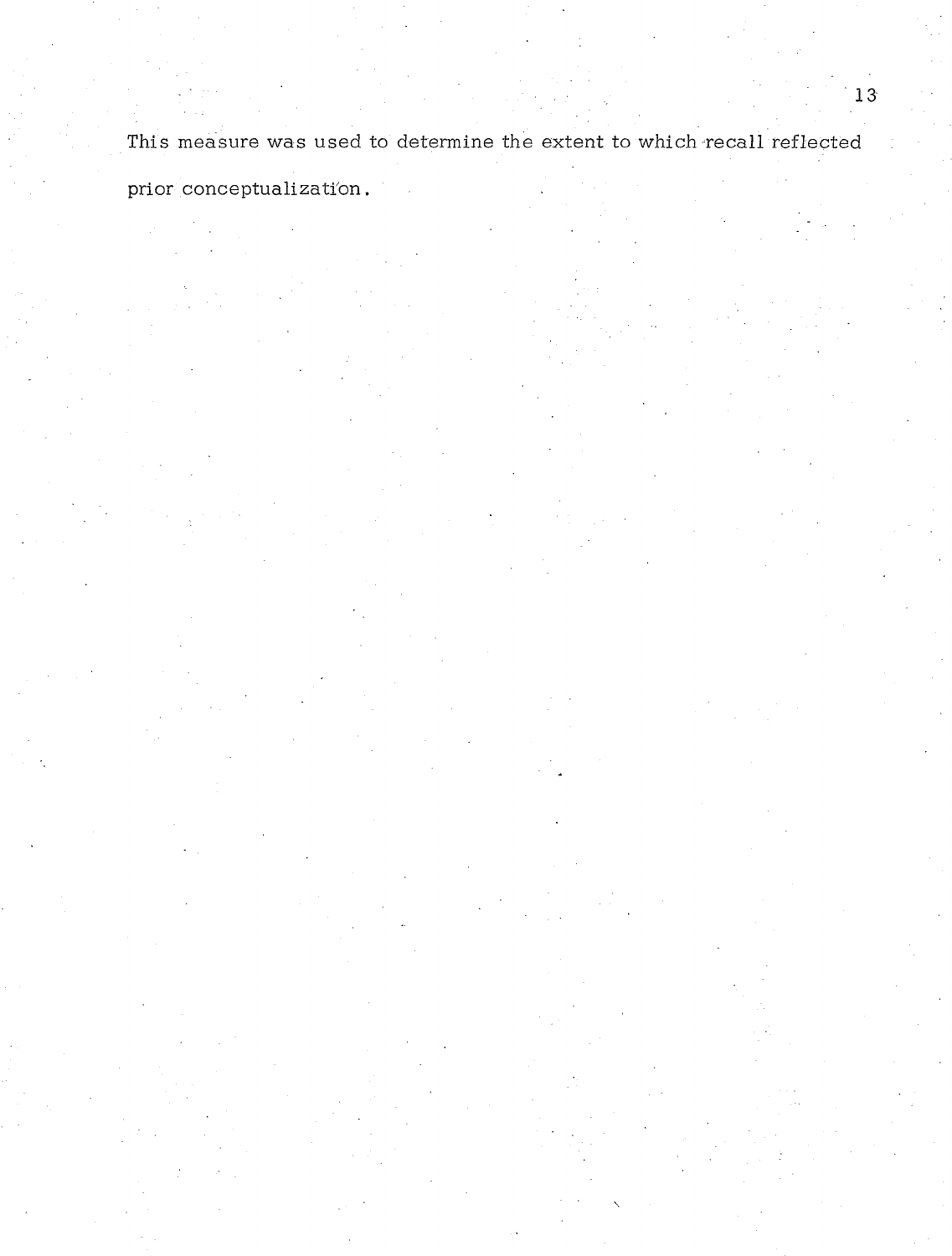This measure was used to determine the extent to which recall reflected prior conceptualization.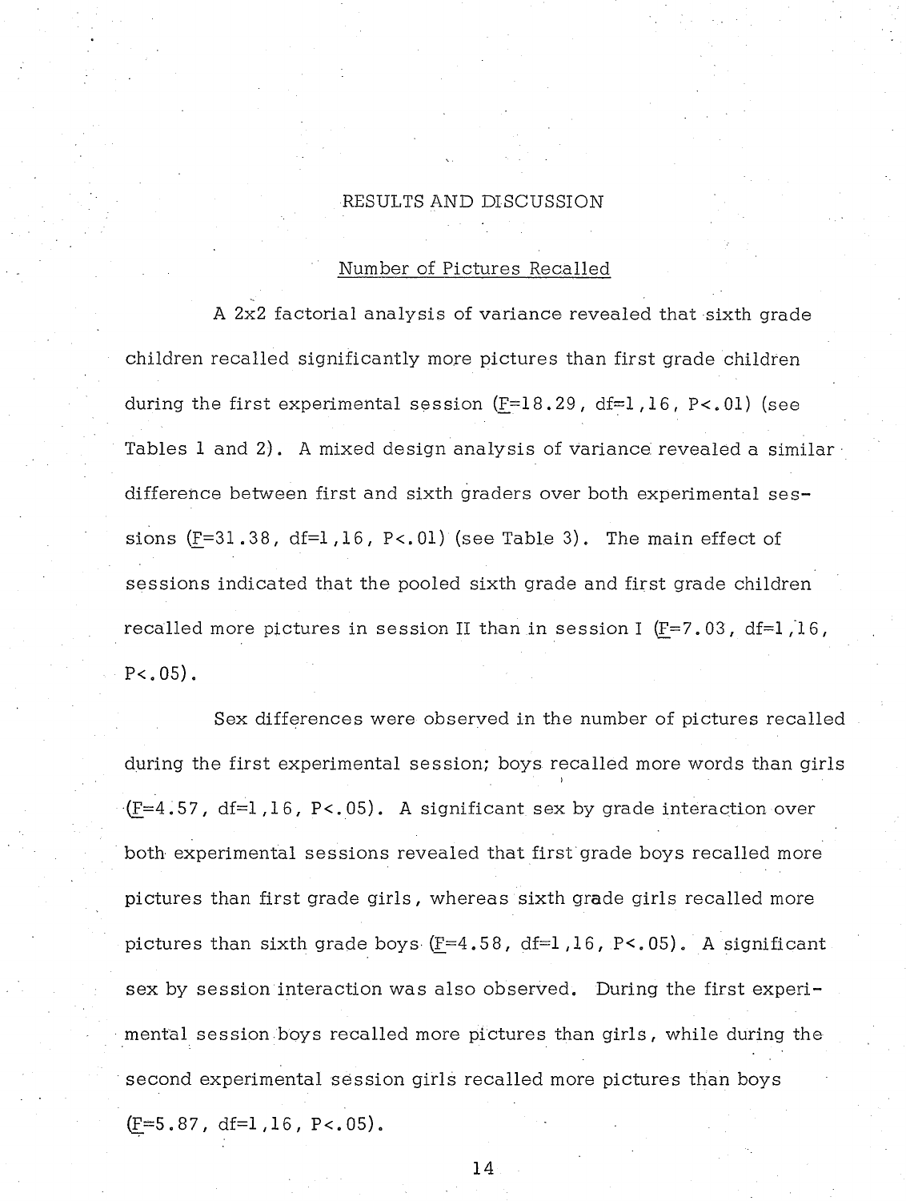## RESULTS AND DISCUSSION

### Number of Pictures Recalled

A 2x2 factorial analysis of variance revealed that sixth grade children recalled significantly more pictures than first grade children during the first experimental session ($F=18.29$, $df=1,16$, $P<.01$) (see Tables 1 and 2). A mixed design analysis of variance revealed a similar difference between first and sixth graders over both experimental sessions ($F=31.38$, $df=1,16$, $P<.01$) (see Table 3). The main effect of sessions indicated that the pooled sixth grade and first grade children recalled more pictures in session II than in session I ($F=7.03$, $df=1,16$, $P<.05$).

Sex differences were observed in the number of pictures recalled during the first experimental session; boys recalled more words than girls ($F=4.57$, $df=1,16$, $P<.05$). A significant sex by grade interaction over both experimental sessions revealed that first grade boys recalled more pictures than first grade girls, whereas sixth grade girls recalled more pictures than sixth grade boys ($F=4.58$, $df=1,16$, $P<.05$). A significant sex by session interaction was also observed. During the first experimental session boys recalled more pictures than girls, while during the second experimental session girls recalled more pictures than boys ($F=5.87$, $df=1,16$, $P<.05$).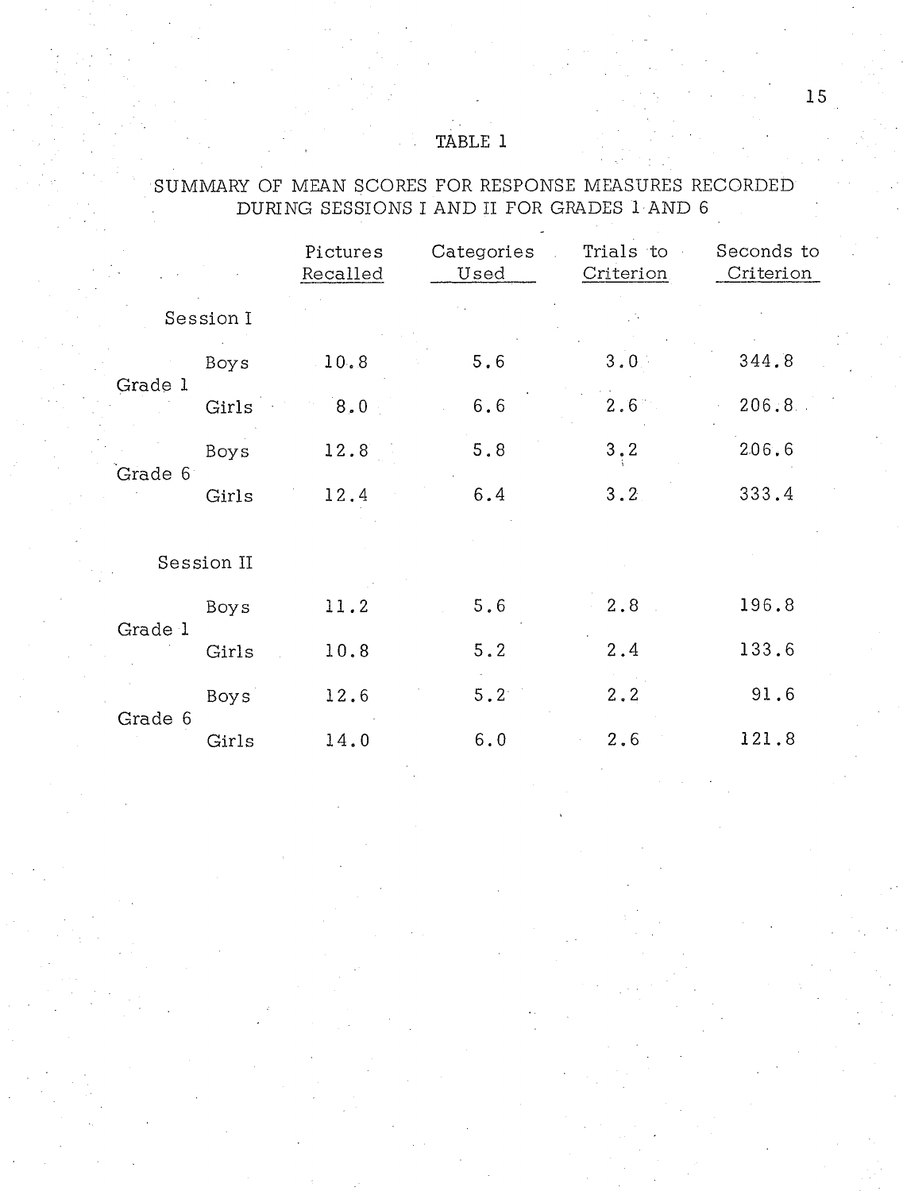TABLE 1

SUMMARY OF MEAN SCORES FOR RESPONSE MEASURES RECORDED DURING SESSIONS I AND II FOR GRADES 1 AND 6

| | | Pictures Recalled | Categories Used | Trials to Criterion | Seconds to Criterion |
|---|---|---|---|---|---|
| **Session I** | | | | | |
| Grade 1 | Boys | 10.8 | 5.6 | 3.0 | 344.8 |
| | Girls | 8.0 | 6.6 | 2.6 | 206.8 |
| Grade 6 | Boys | 12.8 | 5.8 | 3.2 | 206.6 |
| | Girls | 12.4 | 6.4 | 3.2 | 333.4 |
| **Session II** | | | | | |
| Grade 1 | Boys | 11.2 | 5.6 | 2.8 | 196.8 |
| | Girls | 10.8 | 5.2 | 2.4 | 133.6 |
| Grade 6 | Boys | 12.6 | 5.2 | 2.2 | 91.6 |
| | Girls | 14.0 | 6.0 | 2.6 | 121.8 |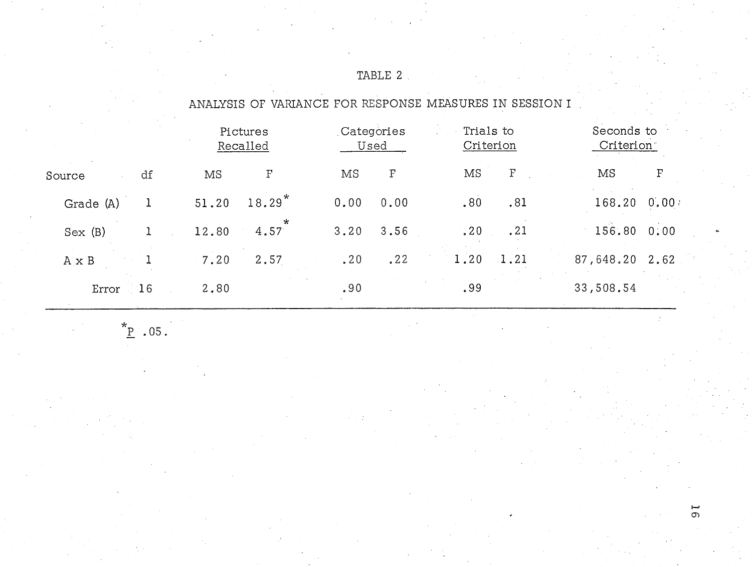TABLE 2

ANALYSIS OF VARIANCE FOR RESPONSE MEASURES IN SESSION I

| | | Pictures Recalled | | Categories Used | | Trials to Criterion | | Seconds to Criterion | |
|---|---|---|---|---|---|---|---|---|---|
| Source | df | MS | F | MS | F | MS | F | MS | F |
| Grade (A) | 1 | 51.20 | 18.29* | 0.00 | 0.00 | .80 | .81 | 168.20 | 0.00 |
| Sex (B) | 1 | 12.80 | 4.57* | 3.20 | 3.56 | .20 | .21 | 156.80 | 0.00 |
| A x B | 1 | 7.20 | 2.57 | .20 | .22 | 1.20 | 1.21 | 87,648.20 | 2.62 |
| Error | 16 | 2.80 | | .90 | | .99 | | 33,508.54 | |

*P .05.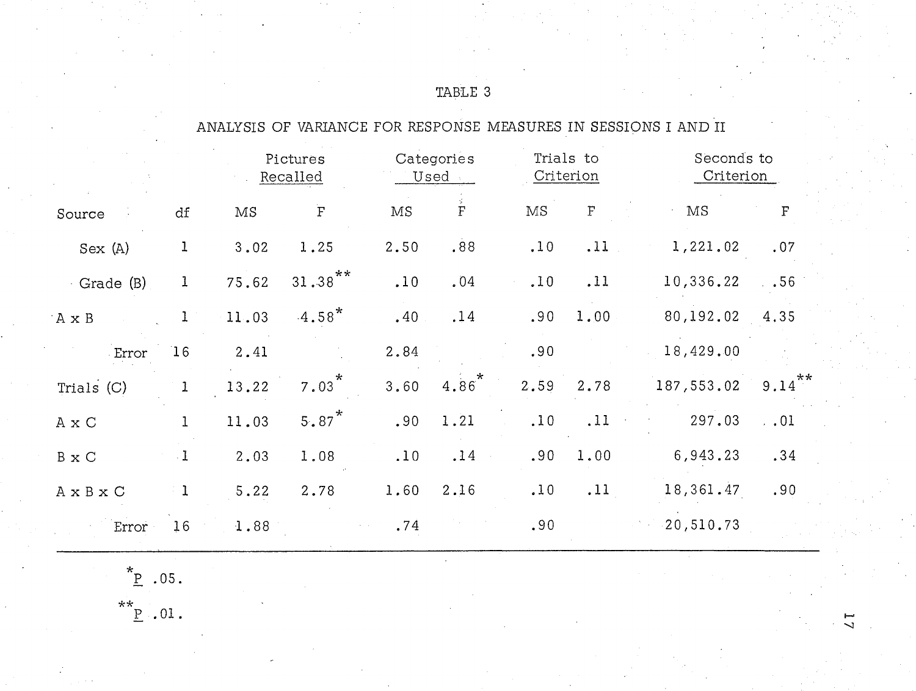TABLE 3

ANALYSIS OF VARIANCE FOR RESPONSE MEASURES IN SESSIONS I AND II

| | | Pictures Recalled | | Categories Used | | Trials to Criterion | | Seconds to Criterion | |
|---|---|---|---|---|---|---|---|---|---|
| Source | df | MS | F | MS | F | MS | F | MS | F |
| Sex (A) | 1 | 3.02 | 1.25 | 2.50 | .88 | .10 | .11 | 1,221.02 | .07 |
| Grade (B) | 1 | 75.62 | 31.38** | .10 | .04 | .10 | .11 | 10,336.22 | .56 |
| A x B | 1 | 11.03 | 4.58* | .40 | .14 | .90 | 1.00 | 80,192.02 | 4.35 |
| Error | 16 | 2.41 | | 2.84 | | .90 | | 18,429.00 | |
| Trials (C) | 1 | 13.22 | 7.03* | 3.60 | 4.86* | 2.59 | 2.78 | 187,553.02 | 9.14** |
| A x C | 1 | 11.03 | 5.87* | .90 | 1.21 | .10 | .11 | 297.03 | .01 |
| B x C | 1 | 2.03 | 1.08 | .10 | .14 | .90 | 1.00 | 6,943.23 | .34 |
| A x B x C | 1 | 5.22 | 2.78 | 1.60 | 2.16 | .10 | .11 | 18,361.47 | .90 |
| Error | 16 | 1.88 | | .74 | | .90 | | 20,510.73 | |

*P .05.

**P .01.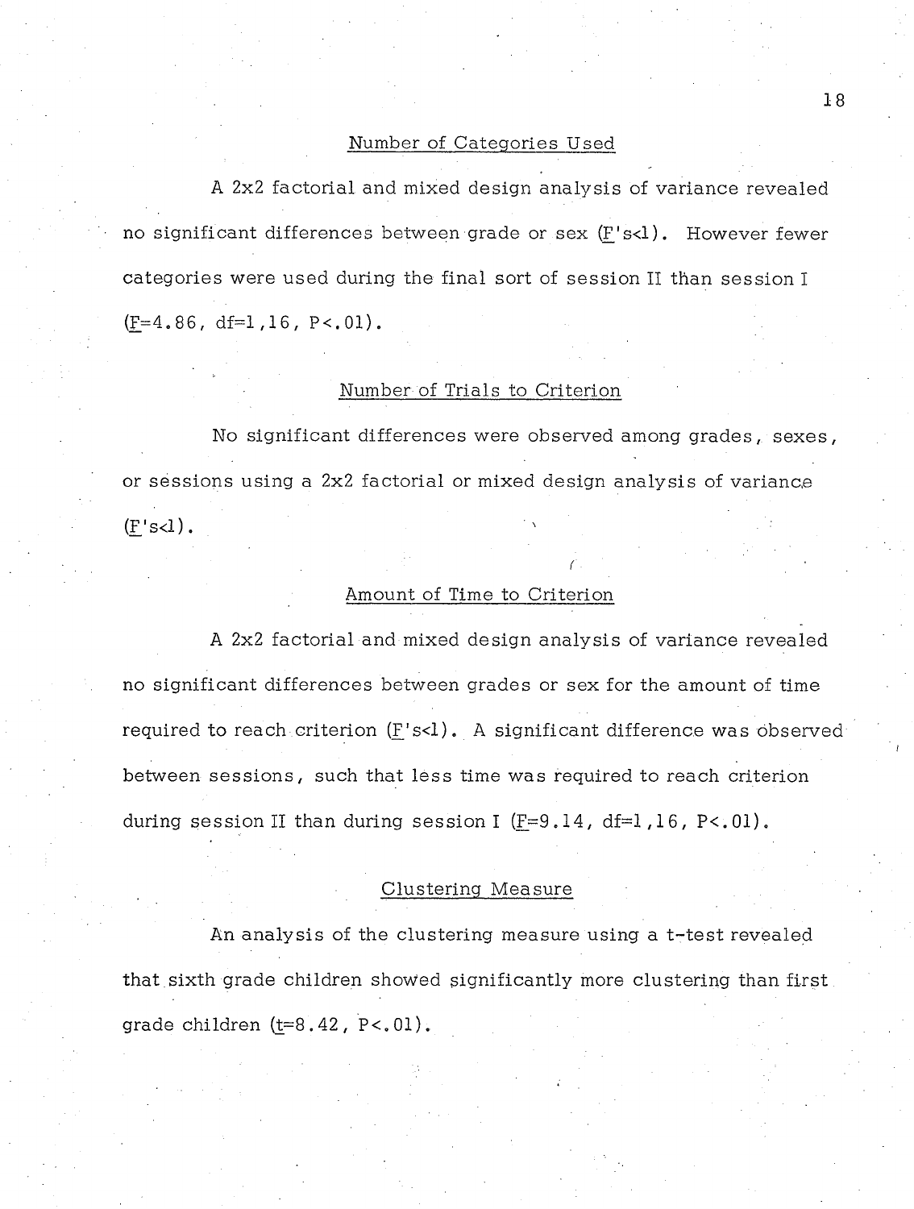## Number of Categories Used

A 2x2 factorial and mixed design analysis of variance revealed no significant differences between grade or sex ($\underline{F}$'s<1). However fewer categories were used during the final sort of session II than session I ($\underline{F}$=4.86, df=1,16, P<.01).

## Number of Trials to Criterion

No significant differences were observed among grades, sexes, or sessions using a 2x2 factorial or mixed design analysis of variance ($\underline{F}$'s<1).

## Amount of Time to Criterion

A 2x2 factorial and mixed design analysis of variance revealed no significant differences between grades or sex for the amount of time required to reach criterion ($\underline{F}$'s<1). A significant difference was observed between sessions, such that less time was required to reach criterion during session II than during session I ($\underline{F}$=9.14, df=1,16, P<.01).

## Clustering Measure

An analysis of the clustering measure using a t-test revealed that sixth grade children showed significantly more clustering than first grade children ($\underline{t}$=8.42, P<.01).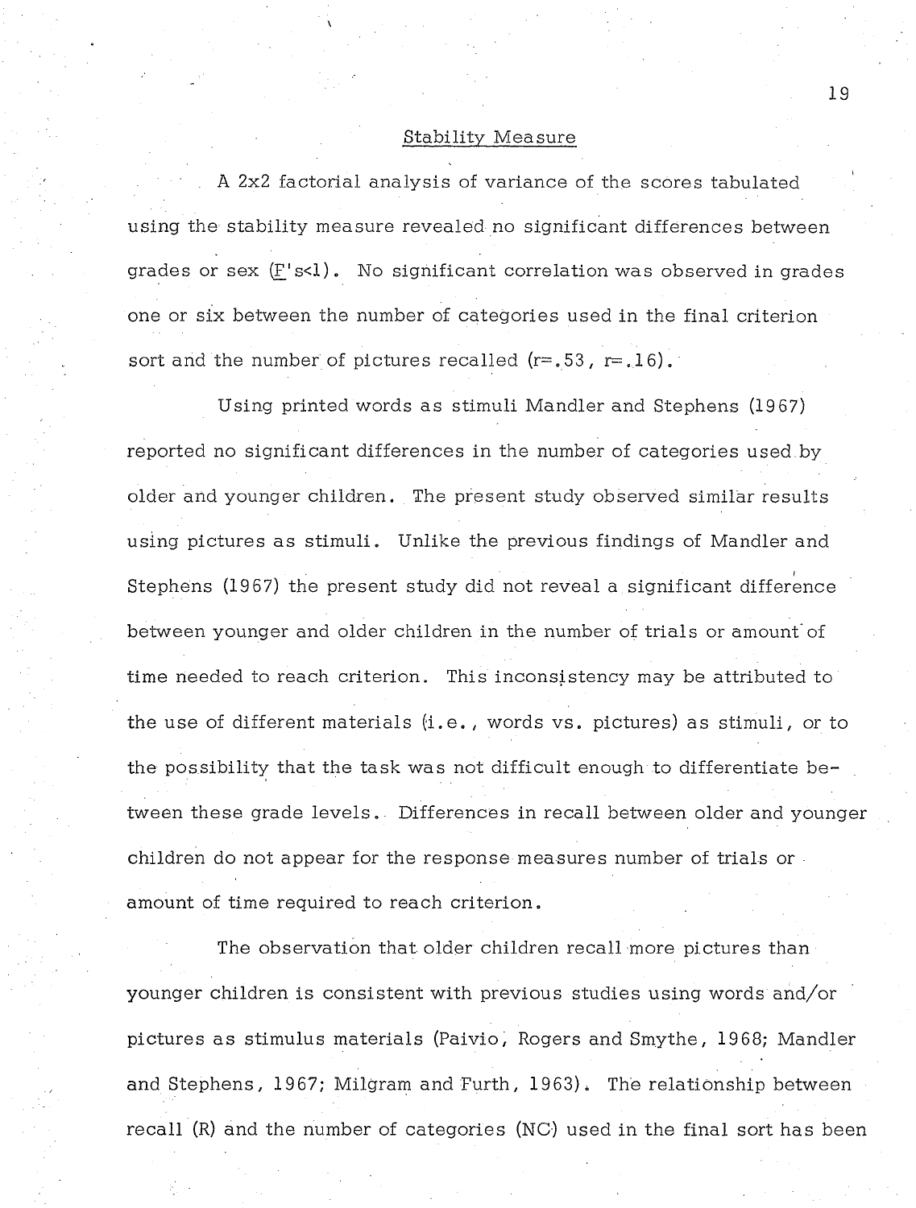## Stability Measure

A 2x2 factorial analysis of variance of the scores tabulated using the stability measure revealed no significant differences between grades or sex ($F$'s<1). No significant correlation was observed in grades one or six between the number of categories used in the final criterion sort and the number of pictures recalled ($r=.53$, $r=.16$).

Using printed words as stimuli Mandler and Stephens (1967) reported no significant differences in the number of categories used by older and younger children. The present study observed similar results using pictures as stimuli. Unlike the previous findings of Mandler and Stephens (1967) the present study did not reveal a significant difference between younger and older children in the number of trials or amount of time needed to reach criterion. This inconsistency may be attributed to the use of different materials (i.e., words vs. pictures) as stimuli, or to the possibility that the task was not difficult enough to differentiate between these grade levels. Differences in recall between older and younger children do not appear for the response measures number of trials or amount of time required to reach criterion.

The observation that older children recall more pictures than younger children is consistent with previous studies using words and/or pictures as stimulus materials (Paivio, Rogers and Smythe, 1968; Mandler and Stephens, 1967; Milgram and Furth, 1963). The relationship between recall (R) and the number of categories (NC) used in the final sort has been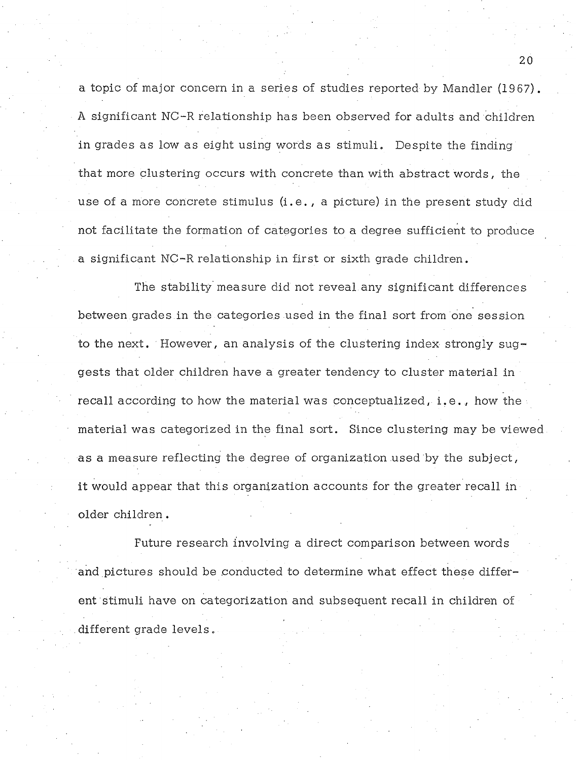a topic of major concern in a series of studies reported by Mandler (1967). A significant NC-R relationship has been observed for adults and children in grades as low as eight using words as stimuli. Despite the finding that more clustering occurs with concrete than with abstract words, the use of a more concrete stimulus (i.e., a picture) in the present study did not facilitate the formation of categories to a degree sufficient to produce a significant NC-R relationship in first or sixth grade children.

The stability measure did not reveal any significant differences between grades in the categories used in the final sort from one session to the next. However, an analysis of the clustering index strongly suggests that older children have a greater tendency to cluster material in recall according to how the material was conceptualized, i.e., how the material was categorized in the final sort. Since clustering may be viewed as a measure reflecting the degree of organization used by the subject, it would appear that this organization accounts for the greater recall in older children.

Future research involving a direct comparison between words and pictures should be conducted to determine what effect these different stimuli have on categorization and subsequent recall in children of different grade levels.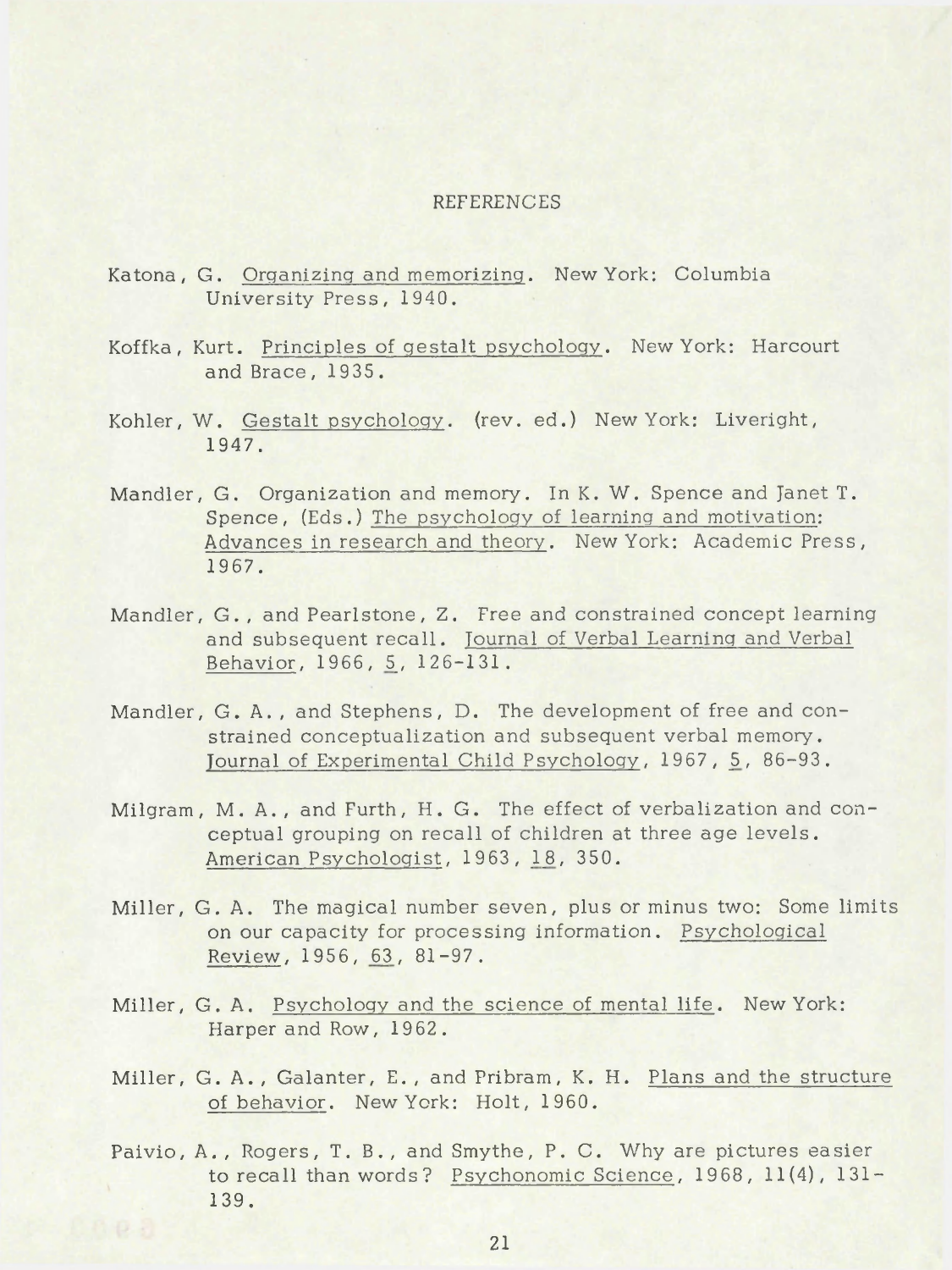## REFERENCES

Katona, G. *Organizing and memorizing*. New York: Columbia University Press, 1940.

Koffka, Kurt. *Principles of gestalt psychology*. New York: Harcourt and Brace, 1935.

Kohler, W. *Gestalt psychology*. (rev. ed.) New York: Liveright, 1947.

Mandler, G. Organization and memory. In K. W. Spence and Janet T. Spence, (Eds.) *The psychology of learning and motivation: Advances in research and theory*. New York: Academic Press, 1967.

Mandler, G., and Pearlstone, Z. Free and constrained concept learning and subsequent recall. *Journal of Verbal Learning and Verbal Behavior*, 1966, *5*, 126-131.

Mandler, G. A., and Stephens, D. The development of free and constrained conceptualization and subsequent verbal memory. *Journal of Experimental Child Psychology*, 1967, *5*, 86-93.

Milgram, M. A., and Furth, H. G. The effect of verbalization and conceptual grouping on recall of children at three age levels. *American Psychologist*, 1963, *18*, 350.

Miller, G. A. The magical number seven, plus or minus two: Some limits on our capacity for processing information. *Psychological Review*, 1956, *63*, 81-97.

Miller, G. A. *Psychology and the science of mental life*. New York: Harper and Row, 1962.

Miller, G. A., Galanter, E., and Pribram, K. H. *Plans and the structure of behavior*. New York: Holt, 1960.

Paivio, A., Rogers, T. B., and Smythe, P. C. Why are pictures easier to recall than words? *Psychonomic Science*, 1968, 11(4), 131-139.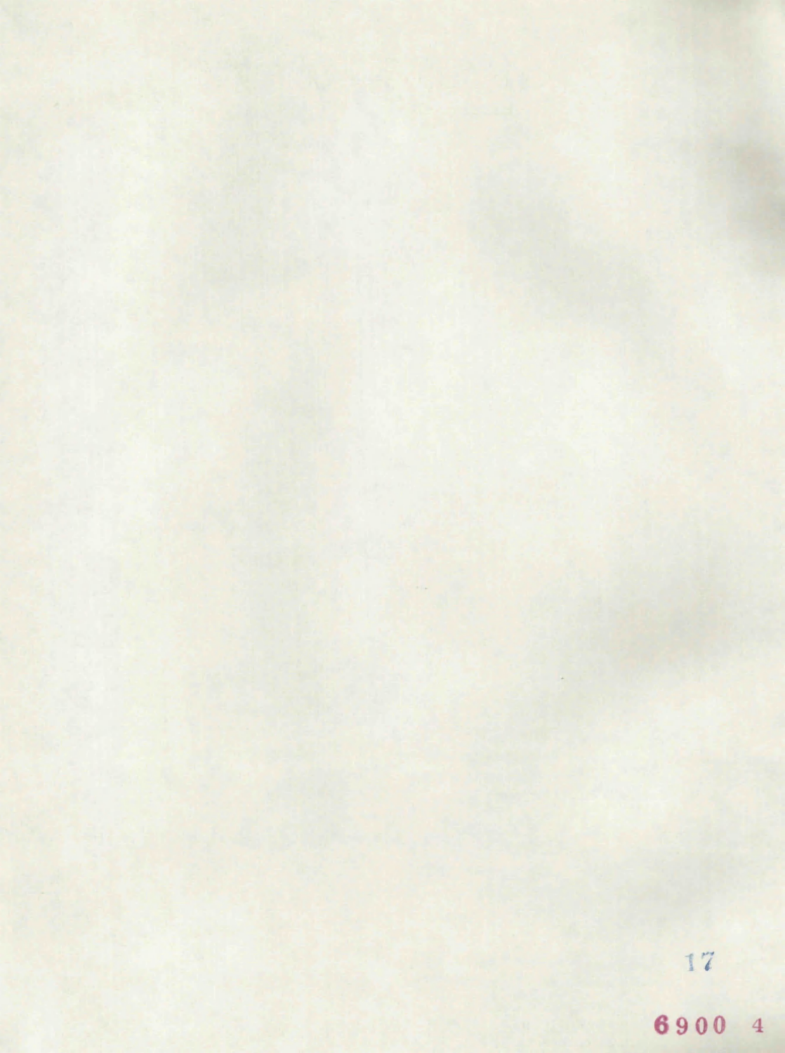17

6900 4